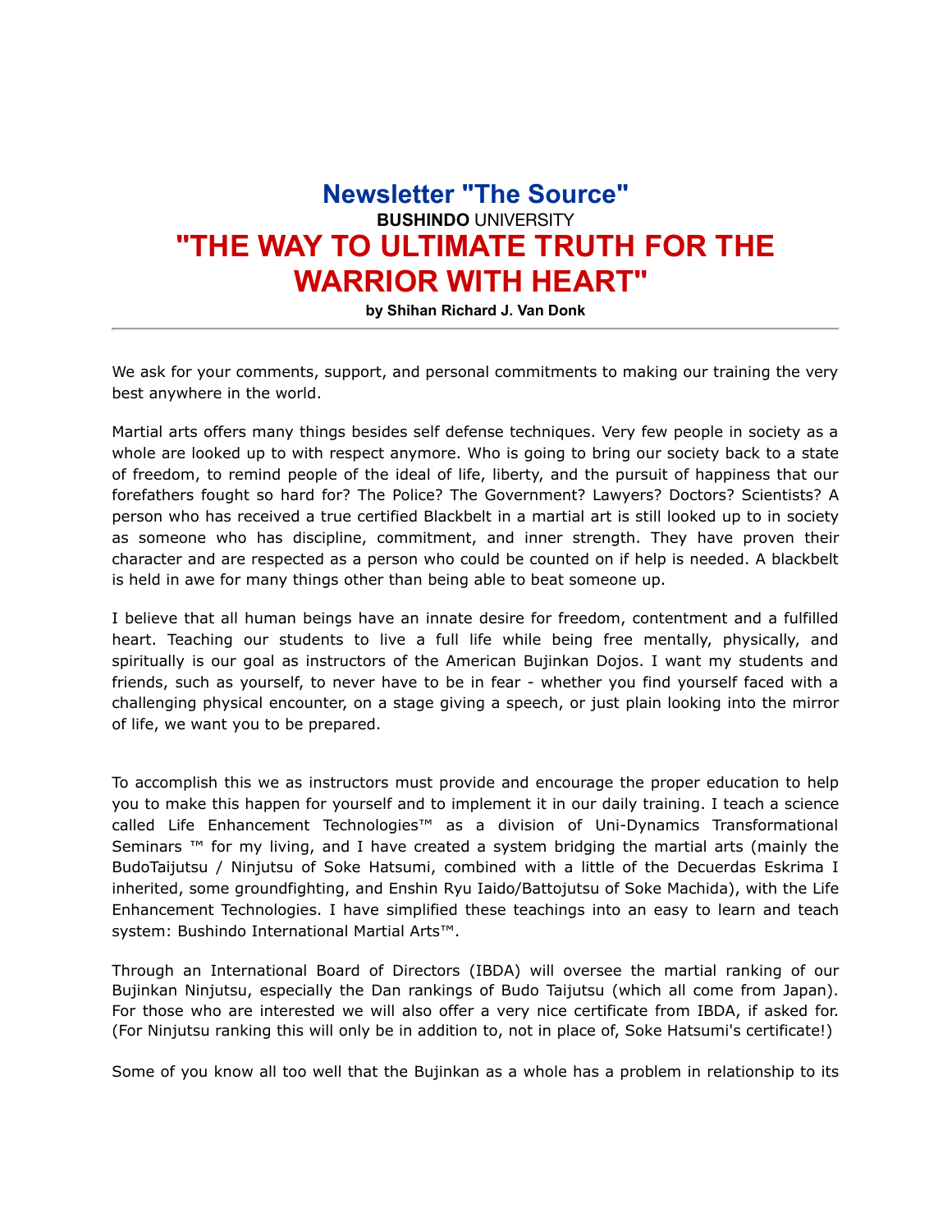# Newsletter "The Source"

**BUSHINDO** UNIVERSITY

# "THE WAY TO ULTIMATE TRUTH FOR THE WARRIOR WITH HEART"

**by Shihan Richard J. Van Donk**

---

We ask for your comments, support, and personal commitments to making our training the very best anywhere in the world.

Martial arts offers many things besides self defense techniques. Very few people in society as a whole are looked up to with respect anymore. Who is going to bring our society back to a state of freedom, to remind people of the ideal of life, liberty, and the pursuit of happiness that our forefathers fought so hard for? The Police? The Government? Lawyers? Doctors? Scientists? A person who has received a true certified Blackbelt in a martial art is still looked up to in society as someone who has discipline, commitment, and inner strength. They have proven their character and are respected as a person who could be counted on if help is needed. A blackbelt is held in awe for many things other than being able to beat someone up.

I believe that all human beings have an innate desire for freedom, contentment and a fulfilled heart. Teaching our students to live a full life while being free mentally, physically, and spiritually is our goal as instructors of the American Bujinkan Dojos. I want my students and friends, such as yourself, to never have to be in fear - whether you find yourself faced with a challenging physical encounter, on a stage giving a speech, or just plain looking into the mirror of life, we want you to be prepared.

To accomplish this we as instructors must provide and encourage the proper education to help you to make this happen for yourself and to implement it in our daily training. I teach a science called Life Enhancement Technologies™ as a division of Uni-Dynamics Transformational Seminars ™ for my living, and I have created a system bridging the martial arts (mainly the BudoTaijutsu / Ninjutsu of Soke Hatsumi, combined with a little of the Decuerdas Eskrima I inherited, some groundfighting, and Enshin Ryu Iaido/Battojutsu of Soke Machida), with the Life Enhancement Technologies. I have simplified these teachings into an easy to learn and teach system: Bushindo International Martial Arts™.

Through an International Board of Directors (IBDA) will oversee the martial ranking of our Bujinkan Ninjutsu, especially the Dan rankings of Budo Taijutsu (which all come from Japan). For those who are interested we will also offer a very nice certificate from IBDA, if asked for. (For Ninjutsu ranking this will only be in addition to, not in place of, Soke Hatsumi's certificate!)

Some of you know all too well that the Bujinkan as a whole has a problem in relationship to its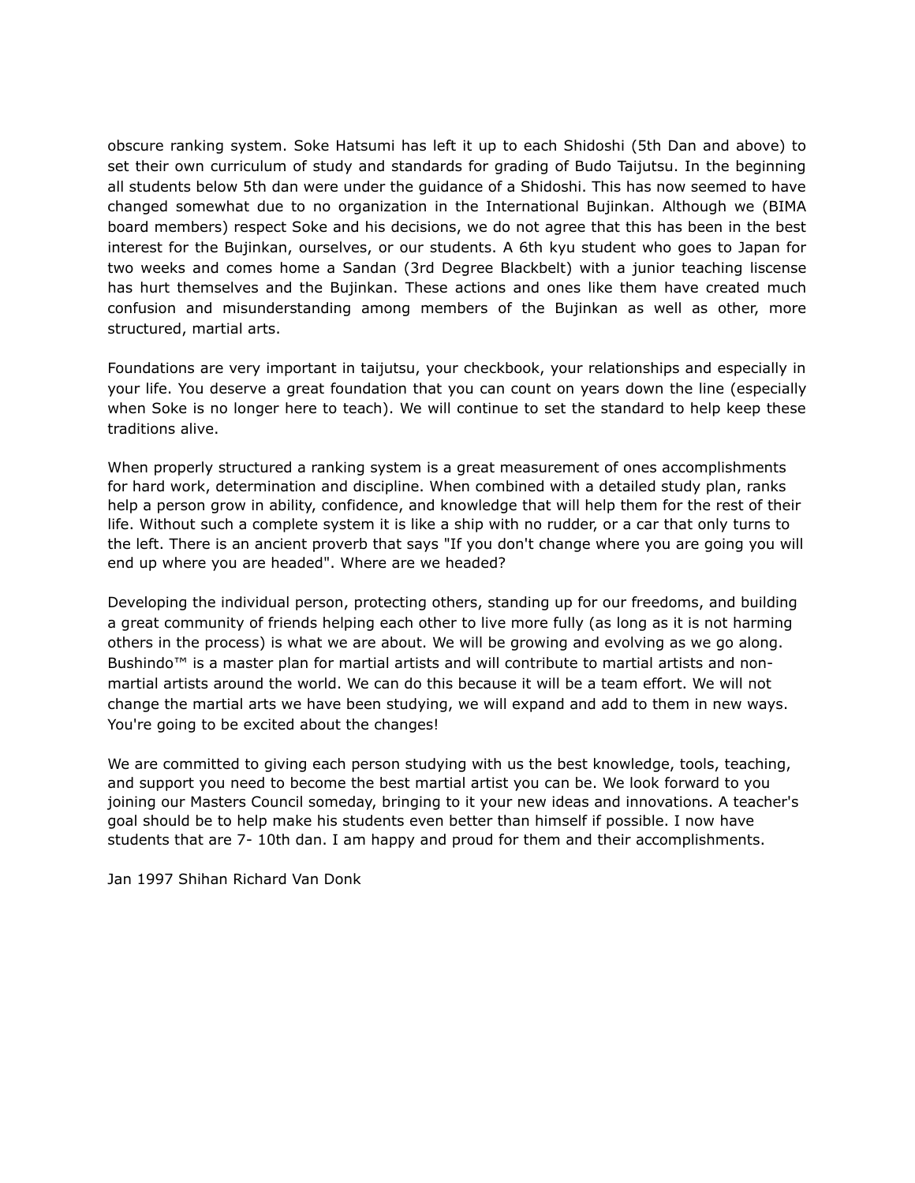obscure ranking system. Soke Hatsumi has left it up to each Shidoshi (5th Dan and above) to set their own curriculum of study and standards for grading of Budo Taijutsu. In the beginning all students below 5th dan were under the guidance of a Shidoshi. This has now seemed to have changed somewhat due to no organization in the International Bujinkan. Although we (BIMA board members) respect Soke and his decisions, we do not agree that this has been in the best interest for the Bujinkan, ourselves, or our students. A 6th kyu student who goes to Japan for two weeks and comes home a Sandan (3rd Degree Blackbelt) with a junior teaching liscense has hurt themselves and the Bujinkan. These actions and ones like them have created much confusion and misunderstanding among members of the Bujinkan as well as other, more structured, martial arts.

Foundations are very important in taijutsu, your checkbook, your relationships and especially in your life. You deserve a great foundation that you can count on years down the line (especially when Soke is no longer here to teach). We will continue to set the standard to help keep these traditions alive.

When properly structured a ranking system is a great measurement of ones accomplishments for hard work, determination and discipline. When combined with a detailed study plan, ranks help a person grow in ability, confidence, and knowledge that will help them for the rest of their life. Without such a complete system it is like a ship with no rudder, or a car that only turns to the left. There is an ancient proverb that says "If you don't change where you are going you will end up where you are headed". Where are we headed?

Developing the individual person, protecting others, standing up for our freedoms, and building a great community of friends helping each other to live more fully (as long as it is not harming others in the process) is what we are about. We will be growing and evolving as we go along. Bushindo™ is a master plan for martial artists and will contribute to martial artists and non-martial artists around the world. We can do this because it will be a team effort. We will not change the martial arts we have been studying, we will expand and add to them in new ways. You're going to be excited about the changes!

We are committed to giving each person studying with us the best knowledge, tools, teaching, and support you need to become the best martial artist you can be. We look forward to you joining our Masters Council someday, bringing to it your new ideas and innovations. A teacher's goal should be to help make his students even better than himself if possible. I now have students that are 7- 10th dan. I am happy and proud for them and their accomplishments.

Jan 1997 Shihan Richard Van Donk